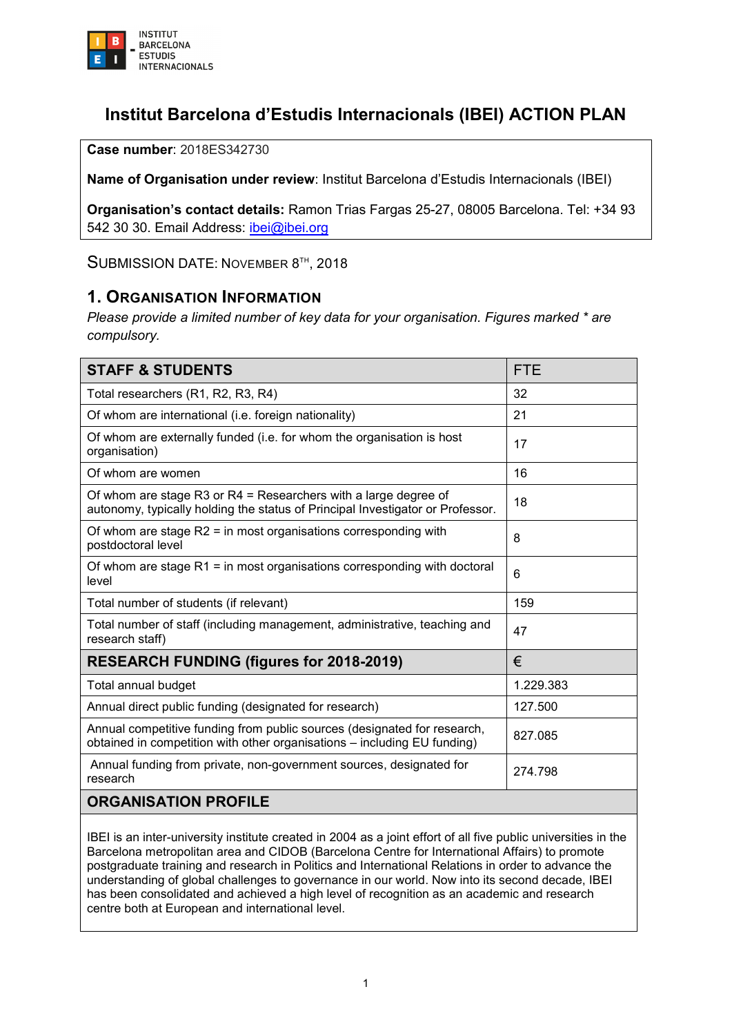INSTITUT BARCELONA ESTUDIS INTERNACIONALS

# Institut Barcelona d'Estudis Internacionals (IBEI) ACTION PLAN

**Case number**: 2018ES342730

**Name of Organisation under review**: Institut Barcelona d'Estudis Internacionals (IBEI)

**Organisation's contact details:** Ramon Trias Fargas 25-27, 08005 Barcelona. Tel: +34 93 542 30 30. Email Address: ibei@ibei.org

SUBMISSION DATE: NOVEMBER 8TH, 2018

## 1. ORGANISATION INFORMATION

*Please provide a limited number of key data for your organisation. Figures marked * are compulsory.*

| STAFF & STUDENTS | FTE |
|---|---|
| Total researchers (R1, R2, R3, R4) | 32 |
| Of whom are international (i.e. foreign nationality) | 21 |
| Of whom are externally funded (i.e. for whom the organisation is host organisation) | 17 |
| Of whom are women | 16 |
| Of whom are stage R3 or R4 = Researchers with a large degree of autonomy, typically holding the status of Principal Investigator or Professor. | 18 |
| Of whom are stage R2 = in most organisations corresponding with postdoctoral level | 8 |
| Of whom are stage R1 = in most organisations corresponding with doctoral level | 6 |
| Total number of students (if relevant) | 159 |
| Total number of staff (including management, administrative, teaching and research staff) | 47 |
| **RESEARCH FUNDING (figures for 2018-2019)** | **€** |
| Total annual budget | 1.229.383 |
| Annual direct public funding (designated for research) | 127.500 |
| Annual competitive funding from public sources (designated for research, obtained in competition with other organisations – including EU funding) | 827.085 |
| Annual funding from private, non-government sources, designated for research | 274.798 |

| ORGANISATION PROFILE |
|---|
| IBEI is an inter-university institute created in 2004 as a joint effort of all five public universities in the Barcelona metropolitan area and CIDOB (Barcelona Centre for International Affairs) to promote postgraduate training and research in Politics and International Relations in order to advance the understanding of global challenges to governance in our world. Now into its second decade, IBEI has been consolidated and achieved a high level of recognition as an academic and research centre both at European and international level. |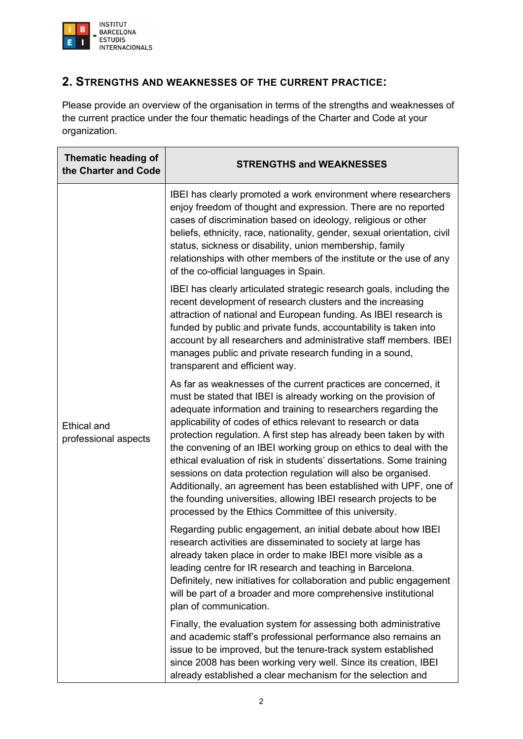## 2. Strengths and weaknesses of the current practice:

Please provide an overview of the organisation in terms of the strengths and weaknesses of the current practice under the four thematic headings of the Charter and Code at your organization.

| Thematic heading of the Charter and Code | STRENGTHS and WEAKNESSES |
|---|---|
| Ethical and professional aspects | IBEI has clearly promoted a work environment where researchers enjoy freedom of thought and expression. There are no reported cases of discrimination based on ideology, religious or other beliefs, ethnicity, race, nationality, gender, sexual orientation, civil status, sickness or disability, union membership, family relationships with other members of the institute or the use of any of the co-official languages in Spain.<br><br>IBEI has clearly articulated strategic research goals, including the recent development of research clusters and the increasing attraction of national and European funding. As IBEI research is funded by public and private funds, accountability is taken into account by all researchers and administrative staff members. IBEI manages public and private research funding in a sound, transparent and efficient way.<br><br>As far as weaknesses of the current practices are concerned, it must be stated that IBEI is already working on the provision of adequate information and training to researchers regarding the applicability of codes of ethics relevant to research or data protection regulation. A first step has already been taken by with the convening of an IBEI working group on ethics to deal with the ethical evaluation of risk in students' dissertations. Some training sessions on data protection regulation will also be organised. Additionally, an agreement has been established with UPF, one of the founding universities, allowing IBEI research projects to be processed by the Ethics Committee of this university.<br><br>Regarding public engagement, an initial debate about how IBEI research activities are disseminated to society at large has already taken place in order to make IBEI more visible as a leading centre for IR research and teaching in Barcelona. Definitely, new initiatives for collaboration and public engagement will be part of a broader and more comprehensive institutional plan of communication.<br><br>Finally, the evaluation system for assessing both administrative and academic staff's professional performance also remains an issue to be improved, but the tenure-track system established since 2008 has been working very well. Since its creation, IBEI already established a clear mechanism for the selection and |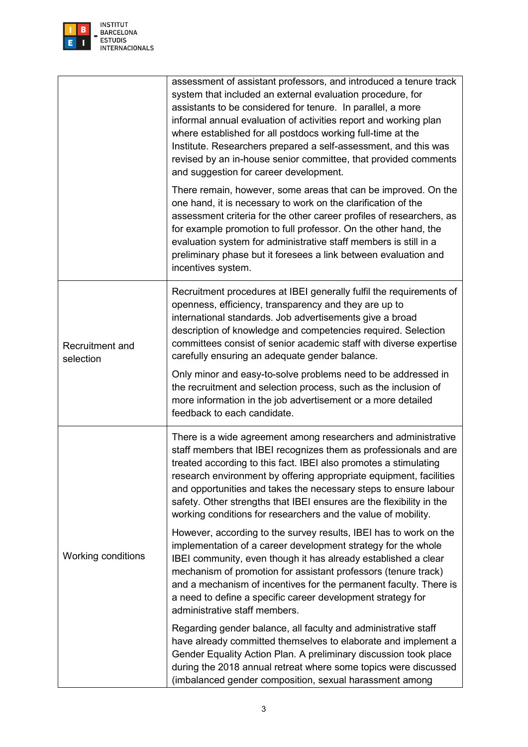| | |
|---|---|
| | assessment of assistant professors, and introduced a tenure track system that included an external evaluation procedure, for assistants to be considered for tenure. In parallel, a more informal annual evaluation of activities report and working plan where established for all postdocs working full-time at the Institute. Researchers prepared a self-assessment, and this was revised by an in-house senior committee, that provided comments and suggestion for career development.<br><br>There remain, however, some areas that can be improved. On the one hand, it is necessary to work on the clarification of the assessment criteria for the other career profiles of researchers, as for example promotion to full professor. On the other hand, the evaluation system for administrative staff members is still in a preliminary phase but it foresees a link between evaluation and incentives system. |
| Recruitment and selection | Recruitment procedures at IBEI generally fulfil the requirements of openness, efficiency, transparency and they are up to international standards. Job advertisements give a broad description of knowledge and competencies required. Selection committees consist of senior academic staff with diverse expertise carefully ensuring an adequate gender balance.<br><br>Only minor and easy-to-solve problems need to be addressed in the recruitment and selection process, such as the inclusion of more information in the job advertisement or a more detailed feedback to each candidate. |
| Working conditions | There is a wide agreement among researchers and administrative staff members that IBEI recognizes them as professionals and are treated according to this fact. IBEI also promotes a stimulating research environment by offering appropriate equipment, facilities and opportunities and takes the necessary steps to ensure labour safety. Other strengths that IBEI ensures are the flexibility in the working conditions for researchers and the value of mobility.<br><br>However, according to the survey results, IBEI has to work on the implementation of a career development strategy for the whole IBEI community, even though it has already established a clear mechanism of promotion for assistant professors (tenure track) and a mechanism of incentives for the permanent faculty. There is a need to define a specific career development strategy for administrative staff members.<br><br>Regarding gender balance, all faculty and administrative staff have already committed themselves to elaborate and implement a Gender Equality Action Plan. A preliminary discussion took place during the 2018 annual retreat where some topics were discussed (imbalanced gender composition, sexual harassment among |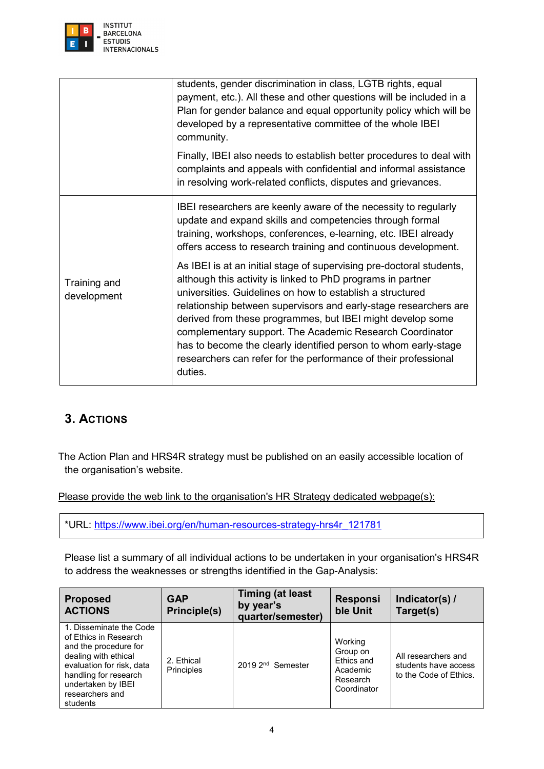| | |
|---|---|
| | students, gender discrimination in class, LGTB rights, equal payment, etc.). All these and other questions will be included in a Plan for gender balance and equal opportunity policy which will be developed by a representative committee of the whole IBEI community.<br><br>Finally, IBEI also needs to establish better procedures to deal with complaints and appeals with confidential and informal assistance in resolving work-related conflicts, disputes and grievances. |
| Training and development | IBEI researchers are keenly aware of the necessity to regularly update and expand skills and competencies through formal training, workshops, conferences, e-learning, etc. IBEI already offers access to research training and continuous development.<br><br>As IBEI is at an initial stage of supervising pre-doctoral students, although this activity is linked to PhD programs in partner universities. Guidelines on how to establish a structured relationship between supervisors and early-stage researchers are derived from these programmes, but IBEI might develop some complementary support. The Academic Research Coordinator has to become the clearly identified person to whom early-stage researchers can refer for the performance of their professional duties. |

## 3. Actions

The Action Plan and HRS4R strategy must be published on an easily accessible location of the organisation's website.

Please provide the web link to the organisation's HR Strategy dedicated webpage(s):

*URL: https://www.ibei.org/en/human-resources-strategy-hrs4r_121781

Please list a summary of all individual actions to be undertaken in your organisation's HRS4R to address the weaknesses or strengths identified in the Gap-Analysis:

| Proposed ACTIONS | GAP Principle(s) | Timing (at least by year's quarter/semester) | Responsible Unit | Indicator(s) / Target(s) |
|---|---|---|---|---|
| 1. Disseminate the Code of Ethics in Research and the procedure for dealing with ethical evaluation for risk, data handling for research undertaken by IBEI researchers and students | 2. Ethical Principles | 2019 2nd Semester | Working Group on Ethics and Academic Research Coordinator | All researchers and students have access to the Code of Ethics. |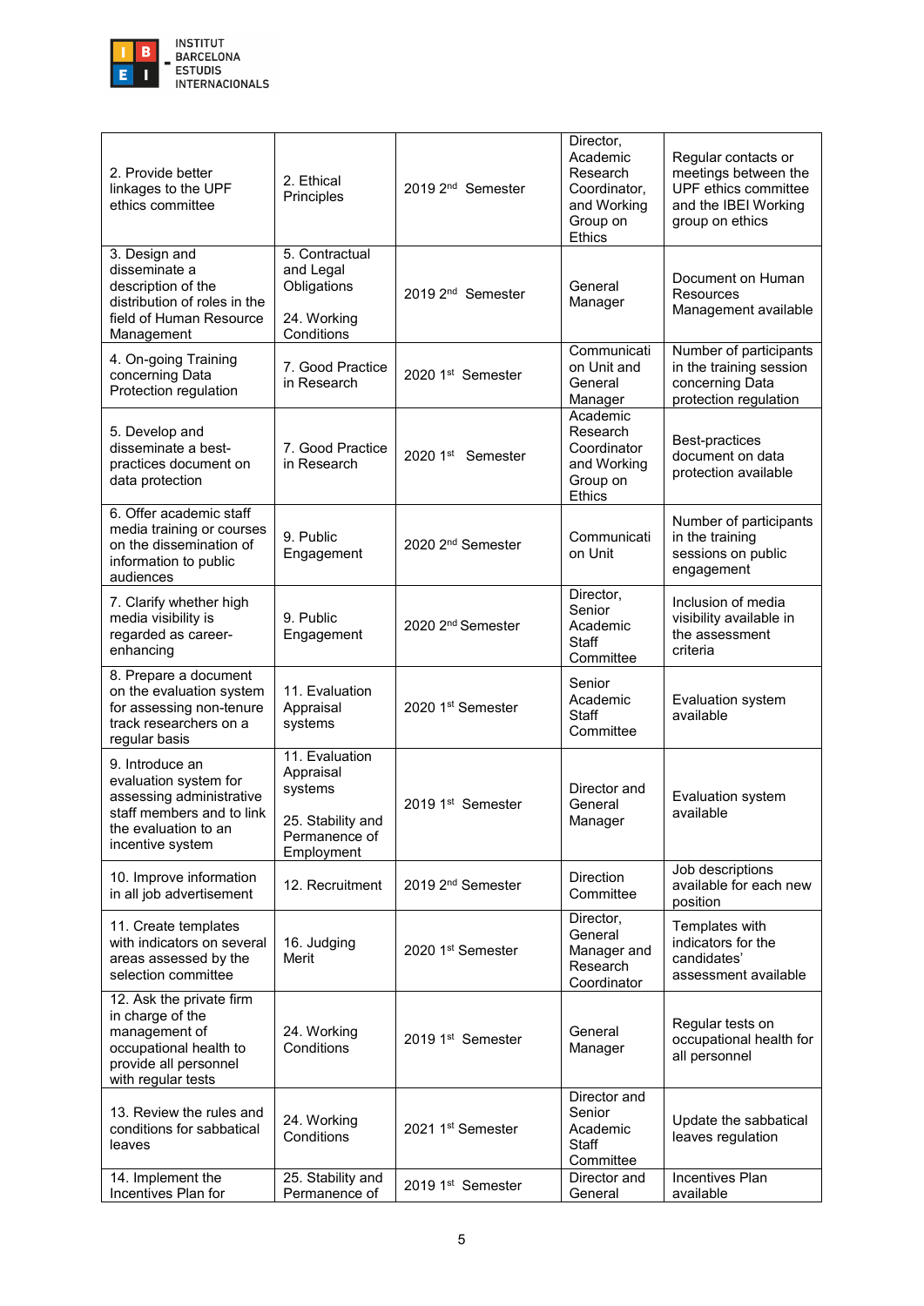| | | | | |
|---|---|---|---|---|
| 2. Provide better linkages to the UPF ethics committee | 2. Ethical Principles | 2019 2nd Semester | Director, Academic Research Coordinator, and Working Group on Ethics | Regular contacts or meetings between the UPF ethics committee and the IBEI Working group on ethics |
| 3. Design and disseminate a description of the distribution of roles in the field of Human Resource Management | 5. Contractual and Legal Obligations<br><br>24. Working Conditions | 2019 2nd Semester | General Manager | Document on Human Resources Management available |
| 4. On-going Training concerning Data Protection regulation | 7. Good Practice in Research | 2020 1st Semester | Communication Unit and General Manager | Number of participants in the training session concerning Data protection regulation |
| 5. Develop and disseminate a best-practices document on data protection | 7. Good Practice in Research | 2020 1st Semester | Academic Research Coordinator and Working Group on Ethics | Best-practices document on data protection available |
| 6. Offer academic staff media training or courses on the dissemination of information to public audiences | 9. Public Engagement | 2020 2nd Semester | Communication Unit | Number of participants in the training sessions on public engagement |
| 7. Clarify whether high media visibility is regarded as career-enhancing | 9. Public Engagement | 2020 2nd Semester | Director, Senior Academic Staff Committee | Inclusion of media visibility available in the assessment criteria |
| 8. Prepare a document on the evaluation system for assessing non-tenure track researchers on a regular basis | 11. Evaluation Appraisal systems | 2020 1st Semester | Senior Academic Staff Committee | Evaluation system available |
| 9. Introduce an evaluation system for assessing administrative staff members and to link the evaluation to an incentive system | 11. Evaluation Appraisal systems<br><br>25. Stability and Permanence of Employment | 2019 1st Semester | Director and General Manager | Evaluation system available |
| 10. Improve information in all job advertisement | 12. Recruitment | 2019 2nd Semester | Direction Committee | Job descriptions available for each new position |
| 11. Create templates with indicators on several areas assessed by the selection committee | 16. Judging Merit | 2020 1st Semester | Director, General Manager and Research Coordinator | Templates with indicators for the candidates' assessment available |
| 12. Ask the private firm in charge of the management of occupational health to provide all personnel with regular tests | 24. Working Conditions | 2019 1st Semester | General Manager | Regular tests on occupational health for all personnel |
| 13. Review the rules and conditions for sabbatical leaves | 24. Working Conditions | 2021 1st Semester | Director and Senior Academic Staff Committee | Update the sabbatical leaves regulation |
| 14. Implement the Incentives Plan for | 25. Stability and Permanence of | 2019 1st Semester | Director and General | Incentives Plan available |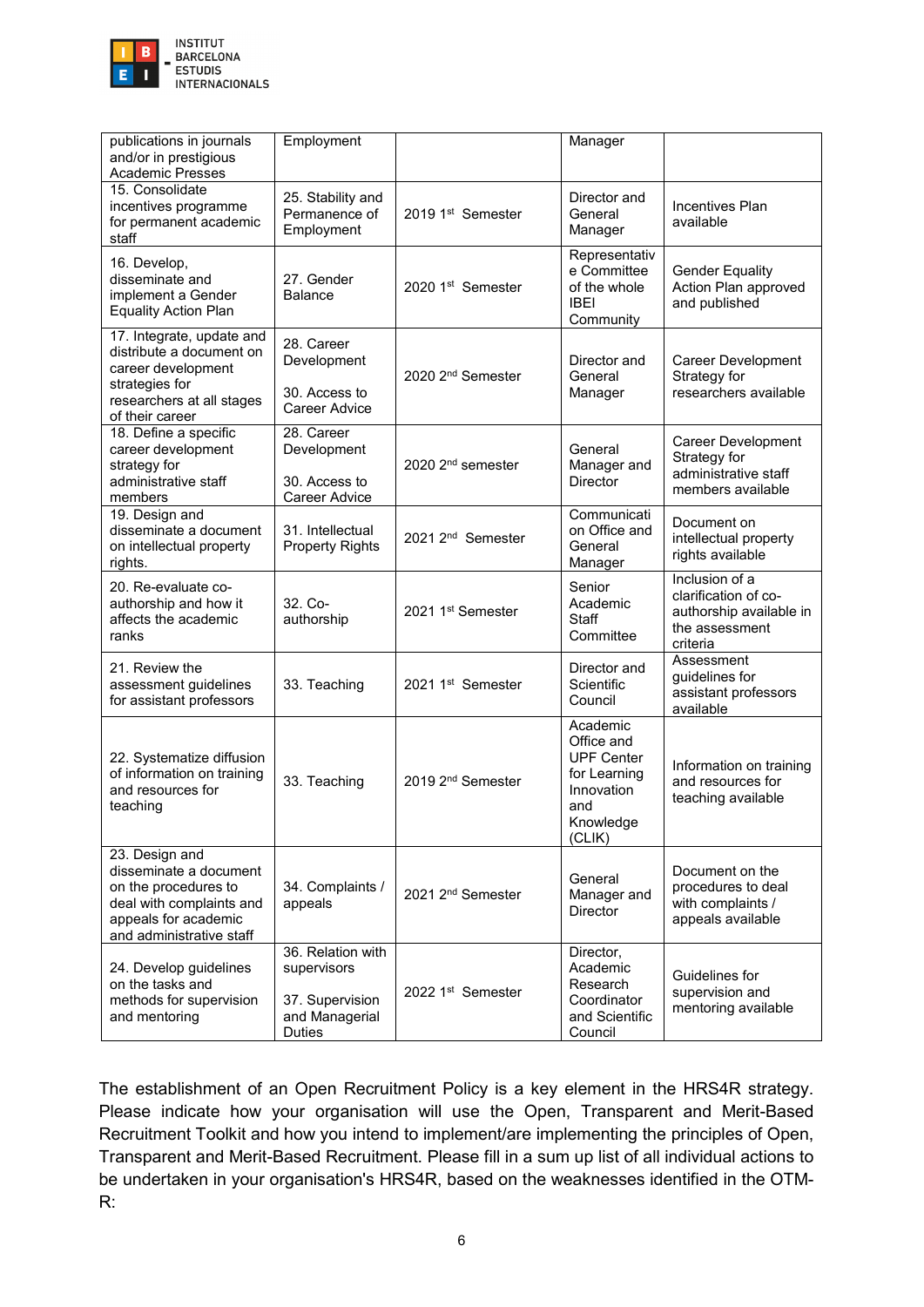| | | | | |
|---|---|---|---|---|
| publications in journals and/or in prestigious Academic Presses | Employment | | Manager | |
| 15. Consolidate incentives programme for permanent academic staff | 25. Stability and Permanence of Employment | 2019 1st Semester | Director and General Manager | Incentives Plan available |
| 16. Develop, disseminate and implement a Gender Equality Action Plan | 27. Gender Balance | 2020 1st Semester | Representative Committee of the whole IBEI Community | Gender Equality Action Plan approved and published |
| 17. Integrate, update and distribute a document on career development strategies for researchers at all stages of their career | 28. Career Development<br><br>30. Access to Career Advice | 2020 2nd Semester | Director and General Manager | Career Development Strategy for researchers available |
| 18. Define a specific career development strategy for administrative staff members | 28. Career Development<br><br>30. Access to Career Advice | 2020 2nd semester | General Manager and Director | Career Development Strategy for administrative staff members available |
| 19. Design and disseminate a document on intellectual property rights. | 31. Intellectual Property Rights | 2021 2nd Semester | Communication Office and General Manager | Document on intellectual property rights available |
| 20. Re-evaluate co-authorship and how it affects the academic ranks | 32. Co-authorship | 2021 1st Semester | Senior Academic Staff Committee | Inclusion of a clarification of co-authorship available in the assessment criteria |
| 21. Review the assessment guidelines for assistant professors | 33. Teaching | 2021 1st Semester | Director and Scientific Council | Assessment guidelines for assistant professors available |
| 22. Systematize diffusion of information on training and resources for teaching | 33. Teaching | 2019 2nd Semester | Academic Office and UPF Center for Learning Innovation and Knowledge (CLIK) | Information on training and resources for teaching available |
| 23. Design and disseminate a document on the procedures to deal with complaints and appeals for academic and administrative staff | 34. Complaints / appeals | 2021 2nd Semester | General Manager and Director | Document on the procedures to deal with complaints / appeals available |
| 24. Develop guidelines on the tasks and methods for supervision and mentoring | 36. Relation with supervisors<br><br>37. Supervision and Managerial Duties | 2022 1st Semester | Director, Academic Research Coordinator and Scientific Council | Guidelines for supervision and mentoring available |

The establishment of an Open Recruitment Policy is a key element in the HRS4R strategy. Please indicate how your organisation will use the Open, Transparent and Merit-Based Recruitment Toolkit and how you intend to implement/are implementing the principles of Open, Transparent and Merit-Based Recruitment. Please fill in a sum up list of all individual actions to be undertaken in your organisation's HRS4R, based on the weaknesses identified in the OTM-R: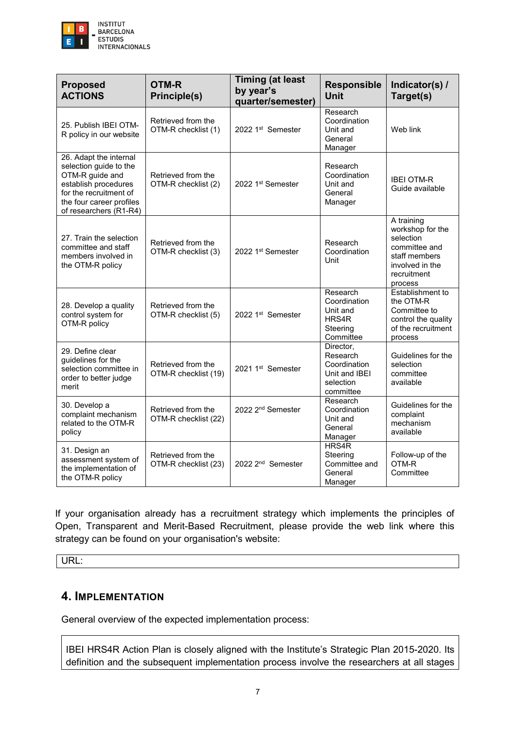| Proposed ACTIONS | OTM-R Principle(s) | Timing (at least by year's quarter/semester) | Responsible Unit | Indicator(s) / Target(s) |
|---|---|---|---|---|
| 25. Publish IBEI OTM-R policy in our website | Retrieved from the OTM-R checklist (1) | 2022 1st Semester | Research Coordination Unit and General Manager | Web link |
| 26. Adapt the internal selection guide to the OTM-R guide and establish procedures for the recruitment of the four career profiles of researchers (R1-R4) | Retrieved from the OTM-R checklist (2) | 2022 1st Semester | Research Coordination Unit and General Manager | IBEI OTM-R Guide available |
| 27. Train the selection committee and staff members involved in the OTM-R policy | Retrieved from the OTM-R checklist (3) | 2022 1st Semester | Research Coordination Unit | A training workshop for the selection committee and staff members involved in the recruitment process |
| 28. Develop a quality control system for OTM-R policy | Retrieved from the OTM-R checklist (5) | 2022 1st Semester | Research Coordination Unit and HRS4R Steering Committee | Establishment to the OTM-R Committee to control the quality of the recruitment process |
| 29. Define clear guidelines for the selection committee in order to better judge merit | Retrieved from the OTM-R checklist (19) | 2021 1st Semester | Director, Research Coordination Unit and IBEI selection committee | Guidelines for the selection committee available |
| 30. Develop a complaint mechanism related to the OTM-R policy | Retrieved from the OTM-R checklist (22) | 2022 2nd Semester | Research Coordination Unit and General Manager | Guidelines for the complaint mechanism available |
| 31. Design an assessment system of the implementation of the OTM-R policy | Retrieved from the OTM-R checklist (23) | 2022 2nd Semester | HRS4R Steering Committee and General Manager | Follow-up of the OTM-R Committee |

If your organisation already has a recruitment strategy which implements the principles of Open, Transparent and Merit-Based Recruitment, please provide the web link where this strategy can be found on your organisation's website:

URL:

## 4. IMPLEMENTATION

General overview of the expected implementation process:

IBEI HRS4R Action Plan is closely aligned with the Institute's Strategic Plan 2015-2020. Its definition and the subsequent implementation process involve the researchers at all stages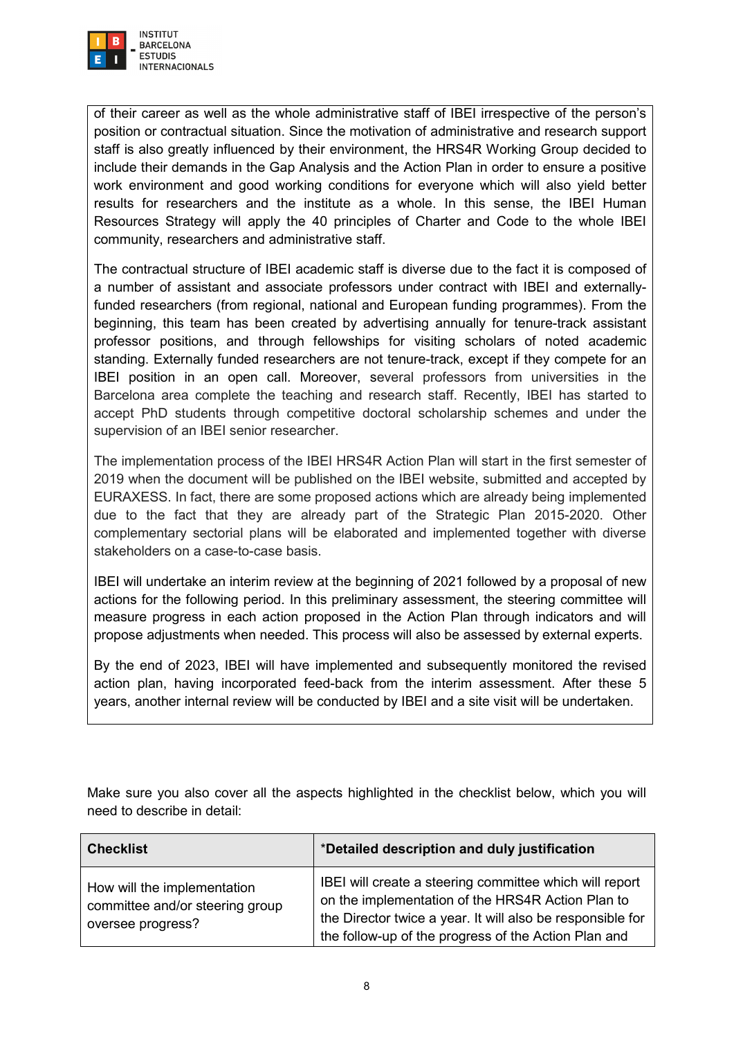of their career as well as the whole administrative staff of IBEI irrespective of the person's position or contractual situation. Since the motivation of administrative and research support staff is also greatly influenced by their environment, the HRS4R Working Group decided to include their demands in the Gap Analysis and the Action Plan in order to ensure a positive work environment and good working conditions for everyone which will also yield better results for researchers and the institute as a whole. In this sense, the IBEI Human Resources Strategy will apply the 40 principles of Charter and Code to the whole IBEI community, researchers and administrative staff.

The contractual structure of IBEI academic staff is diverse due to the fact it is composed of a number of assistant and associate professors under contract with IBEI and externally-funded researchers (from regional, national and European funding programmes). From the beginning, this team has been created by advertising annually for tenure-track assistant professor positions, and through fellowships for visiting scholars of noted academic standing. Externally funded researchers are not tenure-track, except if they compete for an IBEI position in an open call. Moreover, several professors from universities in the Barcelona area complete the teaching and research staff. Recently, IBEI has started to accept PhD students through competitive doctoral scholarship schemes and under the supervision of an IBEI senior researcher.

The implementation process of the IBEI HRS4R Action Plan will start in the first semester of 2019 when the document will be published on the IBEI website, submitted and accepted by EURAXESS. In fact, there are some proposed actions which are already being implemented due to the fact that they are already part of the Strategic Plan 2015-2020. Other complementary sectorial plans will be elaborated and implemented together with diverse stakeholders on a case-to-case basis.

IBEI will undertake an interim review at the beginning of 2021 followed by a proposal of new actions for the following period. In this preliminary assessment, the steering committee will measure progress in each action proposed in the Action Plan through indicators and will propose adjustments when needed. This process will also be assessed by external experts.

By the end of 2023, IBEI will have implemented and subsequently monitored the revised action plan, having incorporated feed-back from the interim assessment. After these 5 years, another internal review will be conducted by IBEI and a site visit will be undertaken.

Make sure you also cover all the aspects highlighted in the checklist below, which you will need to describe in detail:

| Checklist | *Detailed description and duly justification |
|---|---|
| How will the implementation committee and/or steering group oversee progress? | IBEI will create a steering committee which will report on the implementation of the HRS4R Action Plan to the Director twice a year. It will also be responsible for the follow-up of the progress of the Action Plan and |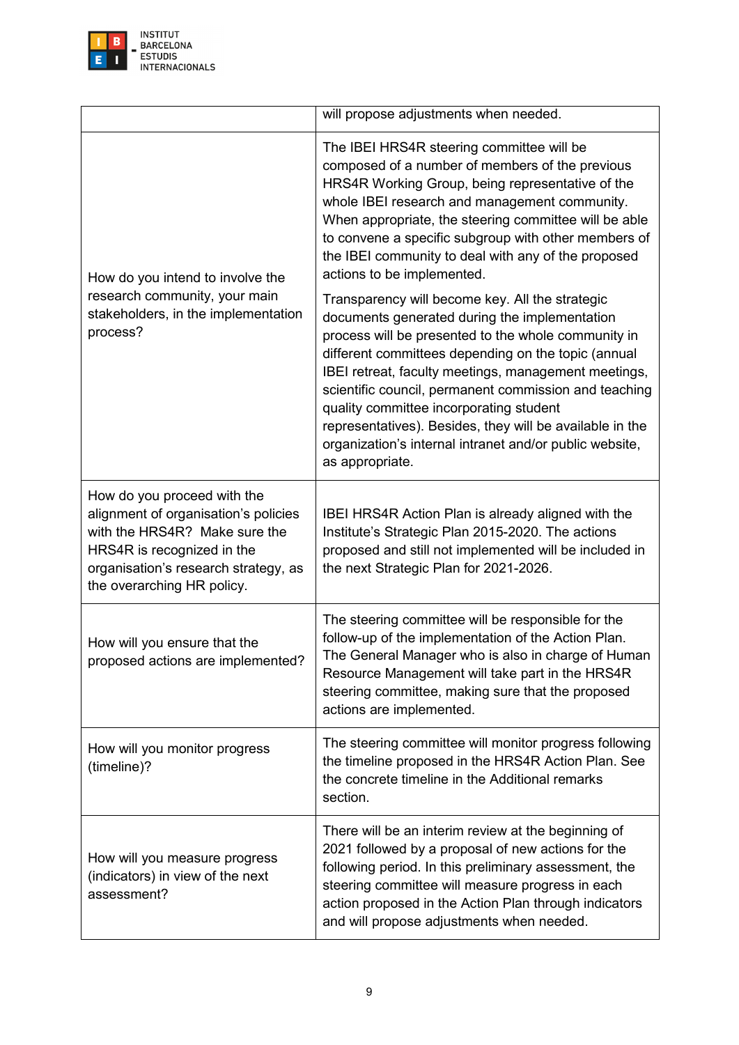| | |
|---|---|
| | will propose adjustments when needed. |
| How do you intend to involve the research community, your main stakeholders, in the implementation process? | The IBEI HRS4R steering committee will be composed of a number of members of the previous HRS4R Working Group, being representative of the whole IBEI research and management community. When appropriate, the steering committee will be able to convene a specific subgroup with other members of the IBEI community to deal with any of the proposed actions to be implemented.<br><br>Transparency will become key. All the strategic documents generated during the implementation process will be presented to the whole community in different committees depending on the topic (annual IBEI retreat, faculty meetings, management meetings, scientific council, permanent commission and teaching quality committee incorporating student representatives). Besides, they will be available in the organization's internal intranet and/or public website, as appropriate. |
| How do you proceed with the alignment of organisation's policies with the HRS4R? Make sure the HRS4R is recognized in the organisation's research strategy, as the overarching HR policy. | IBEI HRS4R Action Plan is already aligned with the Institute's Strategic Plan 2015-2020. The actions proposed and still not implemented will be included in the next Strategic Plan for 2021-2026. |
| How will you ensure that the proposed actions are implemented? | The steering committee will be responsible for the follow-up of the implementation of the Action Plan. The General Manager who is also in charge of Human Resource Management will take part in the HRS4R steering committee, making sure that the proposed actions are implemented. |
| How will you monitor progress (timeline)? | The steering committee will monitor progress following the timeline proposed in the HRS4R Action Plan. See the concrete timeline in the Additional remarks section. |
| How will you measure progress (indicators) in view of the next assessment? | There will be an interim review at the beginning of 2021 followed by a proposal of new actions for the following period. In this preliminary assessment, the steering committee will measure progress in each action proposed in the Action Plan through indicators and will propose adjustments when needed. |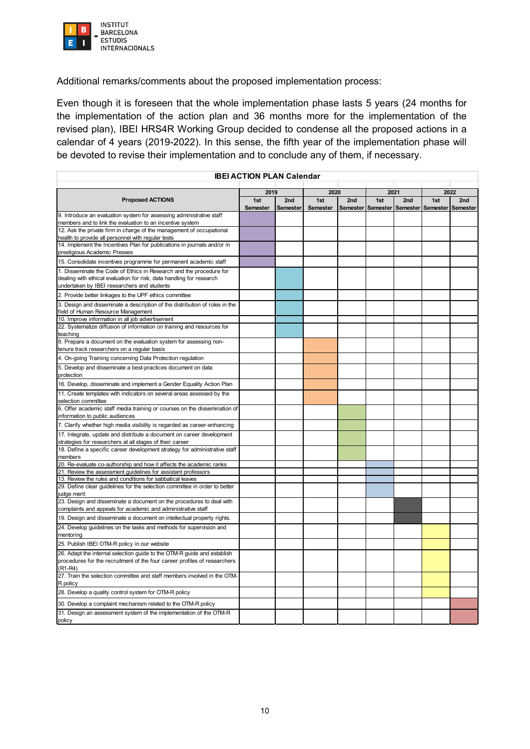Additional remarks/comments about the proposed implementation process:

Even though it is foreseen that the whole implementation phase lasts 5 years (24 months for the implementation of the action plan and 36 months more for the implementation of the revised plan), IBEI HRS4R Working Group decided to condense all the proposed actions in a calendar of 4 years (2019-2022). In this sense, the fifth year of the implementation phase will be devoted to revise their implementation and to conclude any of them, if necessary.

**IBEI ACTION PLAN Calendar**

| Proposed ACTIONS | 2019 | | 2020 | | 2021 | | 2022 | |
|---|---|---|---|---|---|---|---|---|
| | 1st Semester | 2nd Semester | 1st Semester | 2nd Semester | 1st Semester | 2nd Semester | 1st Semester | 2nd Semester |
| 9. Introduce an evaluation system for assessing administrative staff members and to link the evaluation to an incentive system | X | | | | | | | |
| 12. Ask the private firm in charge of the management of occupational health to provide all personnel with regular tests | X | | | | | | | |
| 14. Implement the Incentives Plan for publications in journals and/or in prestigious Academic Presses | X | | | | | | | |
| 15. Consolidate incentives programme for permanent academic staff | X | | | | | | | |
| 1. Disseminate the Code of Ethics in Research and the procedure for dealing with ethical evaluation for risk, data handling for research undertaken by IBEI researchers and students | | X | | | | | | |
| 2. Provide better linkages to the UPF ethics committee | | X | | | | | | |
| 3. Design and disseminate a description of the distribution of roles in the field of Human Resource Management | | X | | | | | | |
| 10. Improve information in all job advertisement | | X | | | | | | |
| 22. Systematize diffusion of information on training and resources for teaching | | X | | | | | | |
| 8. Prepare a document on the evaluation system for assessing non-tenure track researchers on a regular basis | | | X | | | | | |
| 4. On-going Training concerning Data Protection regulation | | | X | | | | | |
| 5. Develop and disseminate a best-practices document on data protection | | | X | | | | | |
| 16. Develop, disseminate and implement a Gender Equality Action Plan | | | X | | | | | |
| 11. Create templates with indicators on several areas assessed by the selection committee | | | X | | | | | |
| 6. Offer academic staff media training or courses on the dissemination of information to public audiences | | | | X | | | | |
| 7. Clarify whether high media visibility is regarded as career-enhancing | | | | X | | | | |
| 17. Integrate, update and distribute a document on career development strategies for researchers at all stages of their career | | | | X | | | | |
| 18. Define a specific career development strategy for administrative staff members | | | | X | | | | |
| 20. Re-evaluate co-authorship and how it affects the academic ranks | | | | | X | | | |
| 21. Review the assessment guidelines for assistant professors | | | | | X | | | |
| 13. Review the rules and conditions for sabbatical leaves | | | | | X | | | |
| 29. Define clear guidelines for the selection committee in order to better judge merit | | | | | X | | | |
| 23. Design and disseminate a document on the procedures to deal with complaints and appeals for academic and administrative staff | | | | | | X | | |
| 19. Design and disseminate a document on intellectual property rights. | | | | | | X | | |
| 24. Develop guidelines on the tasks and methods for supervision and mentoring | | | | | | | X | |
| 25. Publish IBEI OTM-R policy in our website | | | | | | | X | |
| 26. Adapt the internal selection guide to the OTM-R guide and establish procedures for the recruitment of the four career profiles of researchers (R1-R4) | | | | | | | X | |
| 27. Train the selection committee and staff members involved in the OTM-R policy | | | | | | | X | |
| 28. Develop a quality control system for OTM-R policy | | | | | | | X | |
| 30. Develop a complaint mechanism related to the OTM-R policy | | | | | | | | X |
| 31. Design an assessment system of the implementation of the OTM-R policy | | | | | | | | X |